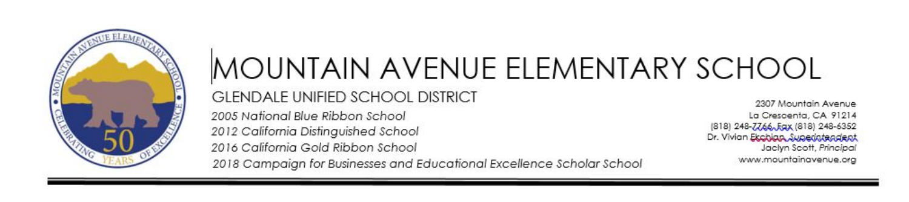# MOUNTAIN AVENUE ELEMENTARY SCHOOL

GLENDALE UNIFIED SCHOOL DISTRICT

*2005 National Blue Ribbon School*
*2012 California Distinguished School*
*2016 California Gold Ribbon School*
*2018 Campaign for Businesses and Educational Excellence Scholar School*

2307 Mountain Avenue
La Crescenta, CA 91214
(818) 248-7766, Fax (818) 248-6352
Dr. Vivian Ekchian, Superintendent
Jaclyn Scott, *Principal*
www.mountainavenue.org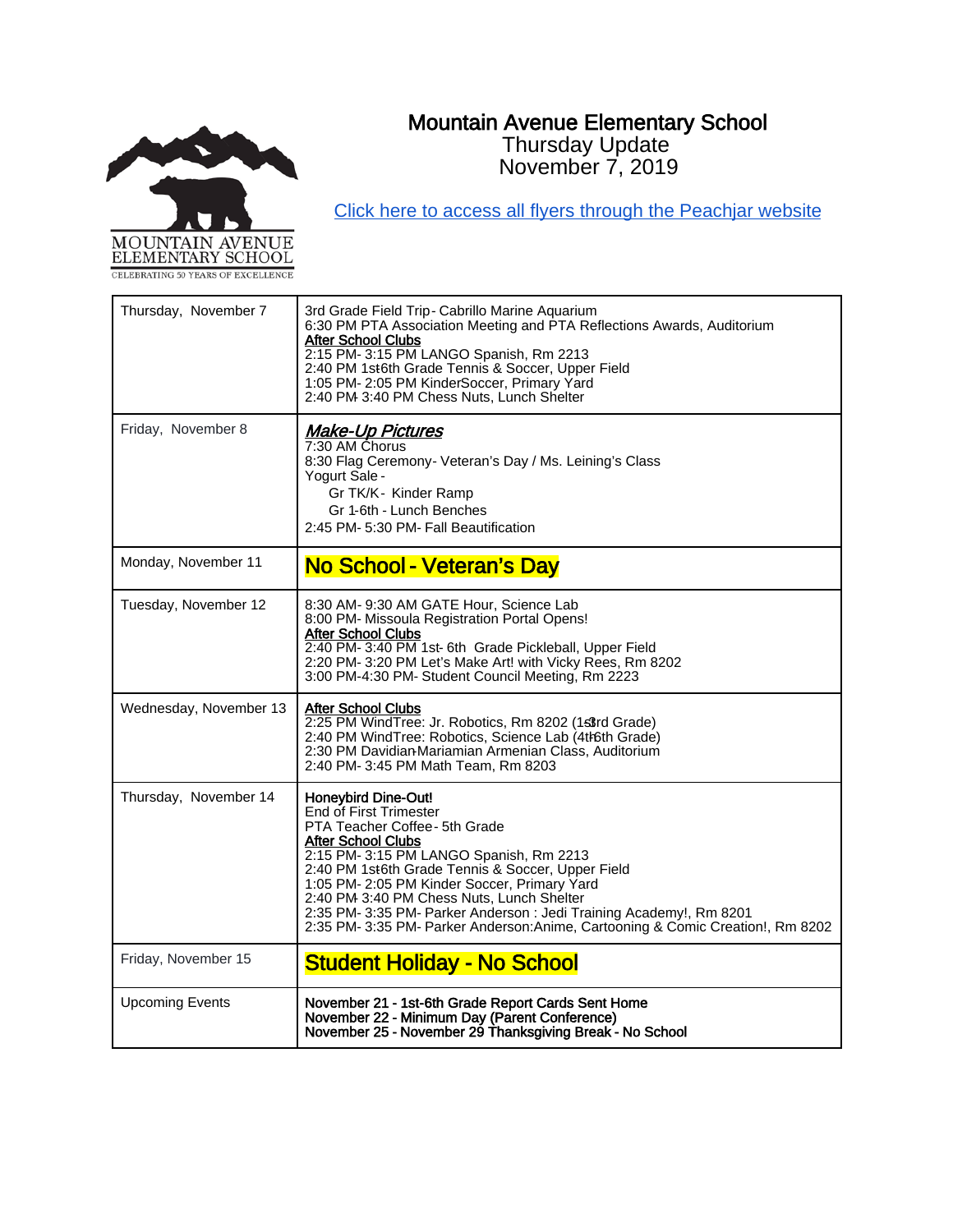# Mountain Avenue Elementary School

Thursday Update
November 7, 2019

Click here to access all flyers through the Peachjar website

| Thursday, November 7 | 3rd Grade Field Trip - Cabrillo Marine Aquarium<br>6:30 PM PTA Association Meeting and PTA Reflections Awards, Auditorium<br>**After School Clubs**<br>2:15 PM - 3:15 PM LANGO Spanish, Rm 2213<br>2:40 PM 1st-6th Grade Tennis & Soccer, Upper Field<br>1:05 PM - 2:05 PM KinderSoccer, Primary Yard<br>2:40 PM - 3:40 PM Chess Nuts, Lunch Shelter |
|---|---|
| Friday, November 8 | ***Make-Up Pictures***<br>7:30 AM Chorus<br>8:30 Flag Ceremony - Veteran's Day / Ms. Leining's Class<br>Yogurt Sale -<br>Gr TK/K - Kinder Ramp<br>Gr 1-6th - Lunch Benches<br>2:45 PM - 5:30 PM - Fall Beautification |
| Monday, November 11 | **No School - Veteran's Day** |
| Tuesday, November 12 | 8:30 AM - 9:30 AM GATE Hour, Science Lab<br>8:00 PM - Missoula Registration Portal Opens!<br>**After School Clubs**<br>2:40 PM - 3:40 PM 1st - 6th Grade Pickleball, Upper Field<br>2:20 PM - 3:20 PM Let's Make Art! with Vicky Rees, Rm 8202<br>3:00 PM-4:30 PM - Student Council Meeting, Rm 2223 |
| Wednesday, November 13 | **After School Clubs**<br>2:25 PM WindTree: Jr. Robotics, Rm 8202 (1st-3rd Grade)<br>2:40 PM WindTree: Robotics, Science Lab (4th-6th Grade)<br>2:30 PM Davidian-Mariamian Armenian Class, Auditorium<br>2:40 PM - 3:45 PM Math Team, Rm 8203 |
| Thursday, November 14 | **Honeybird Dine-Out!**<br>End of First Trimester<br>PTA Teacher Coffee - 5th Grade<br>**After School Clubs**<br>2:15 PM - 3:15 PM LANGO Spanish, Rm 2213<br>2:40 PM 1st-6th Grade Tennis & Soccer, Upper Field<br>1:05 PM - 2:05 PM Kinder Soccer, Primary Yard<br>2:40 PM - 3:40 PM Chess Nuts, Lunch Shelter<br>2:35 PM - 3:35 PM - Parker Anderson : Jedi Training Academy!, Rm 8201<br>2:35 PM - 3:35 PM - Parker Anderson:Anime, Cartooning & Comic Creation!, Rm 8202 |
| Friday, November 15 | **Student Holiday - No School** |
| Upcoming Events | **November 21 - 1st-6th Grade Report Cards Sent Home**<br>**November 22 - Minimum Day (Parent Conference)**<br>**November 25 - November 29 Thanksgiving Break - No School** |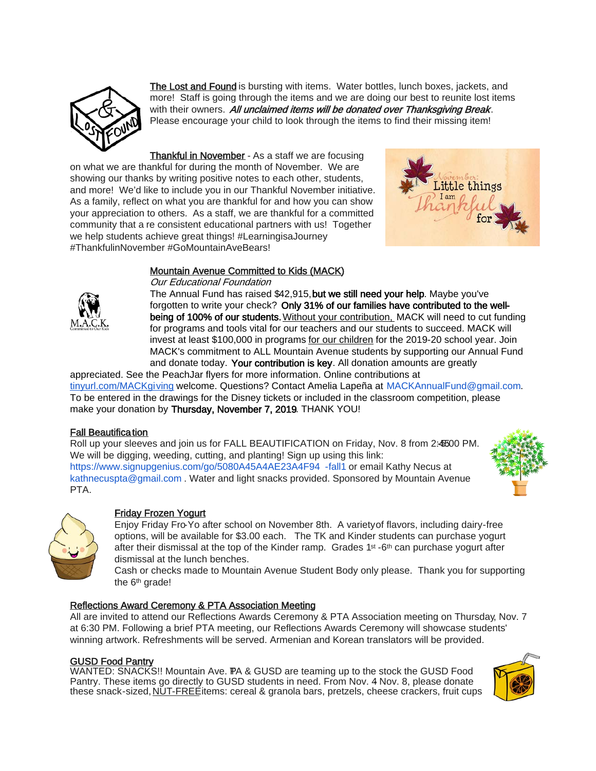**The Lost and Found** is bursting with items. Water bottles, lunch boxes, jackets, and more! Staff is going through the items and we are doing our best to reunite lost items with their owners. ***All unclaimed items will be donated over Thanksgiving Break***. Please encourage your child to look through the items to find their missing item!

**Thankful in November** - As a staff we are focusing on what we are thankful for during the month of November. We are showing our thanks by writing positive notes to each other, students, and more! We'd like to include you in our Thankful November initiative. As a family, reflect on what you are thankful for and how you can show your appreciation to others. As a staff, we are thankful for a committed community that are consistent educational partners with us! Together we help students achieve great things! #LearningisaJourney #ThankfulinNovember #GoMountainAveBears!

**Mountain Avenue Committed to Kids (MACK)**
*Our Educational Foundation*
The Annual Fund has raised $42,915, **but we still need your help**. Maybe you've forgotten to write your check? **Only 31% of our families have contributed to the well-being of 100% of our students.** Without your contribution, MACK will need to cut funding for programs and tools vital for our teachers and our students to succeed. MACK will invest at least $100,000 in programs for our children for the 2019-20 school year. Join MACK's commitment to ALL Mountain Avenue students by supporting our Annual Fund and donate today. **Your contribution is key**. All donation amounts are greatly appreciated. See the PeachJar flyers for more information. Online contributions at tinyurl.com/MACKgiving welcome. Questions? Contact Amelia Lapeña at MACKAnnualFund@gmail.com. To be entered in the drawings for the Disney tickets or included in the classroom competition, please make your donation by **Thursday, November 7, 2019**. THANK YOU!

**Fall Beautification**
Roll up your sleeves and join us for FALL BEAUTIFICATION on Friday, Nov. 8 from 2:45-5:00 PM. We will be digging, weeding, cutting, and planting! Sign up using this link: https://www.signupgenius.com/go/5080A45A4AE23A4F94-fall1 or email Kathy Necus at kathnecuspta@gmail.com . Water and light snacks provided. Sponsored by Mountain Avenue PTA.

**Friday Frozen Yogurt**
Enjoy Friday Fro-Yo after school on November 8th. A variety of flavors, including dairy-free options, will be available for $3.00 each. The TK and Kinder students can purchase yogurt after their dismissal at the top of the Kinder ramp. Grades 1st -6th can purchase yogurt after dismissal at the lunch benches.
Cash or checks made to Mountain Avenue Student Body only please. Thank you for supporting the 6th grade!

**Reflections Award Ceremony & PTA Association Meeting**
All are invited to attend our Reflections Awards Ceremony & PTA Association meeting on Thursday, Nov. 7 at 6:30 PM. Following a brief PTA meeting, our Reflections Awards Ceremony will showcase students' winning artwork. Refreshments will be served. Armenian and Korean translators will be provided.

**GUSD Food Pantry**
WANTED: SNACKS!! Mountain Ave. PTA & GUSD are teaming up to the stock the GUSD Food Pantry. These items go directly to GUSD students in need. From Nov. 4 - Nov. 8, please donate these snack-sized, NUT-FREE items: cereal & granola bars, pretzels, cheese crackers, fruit cups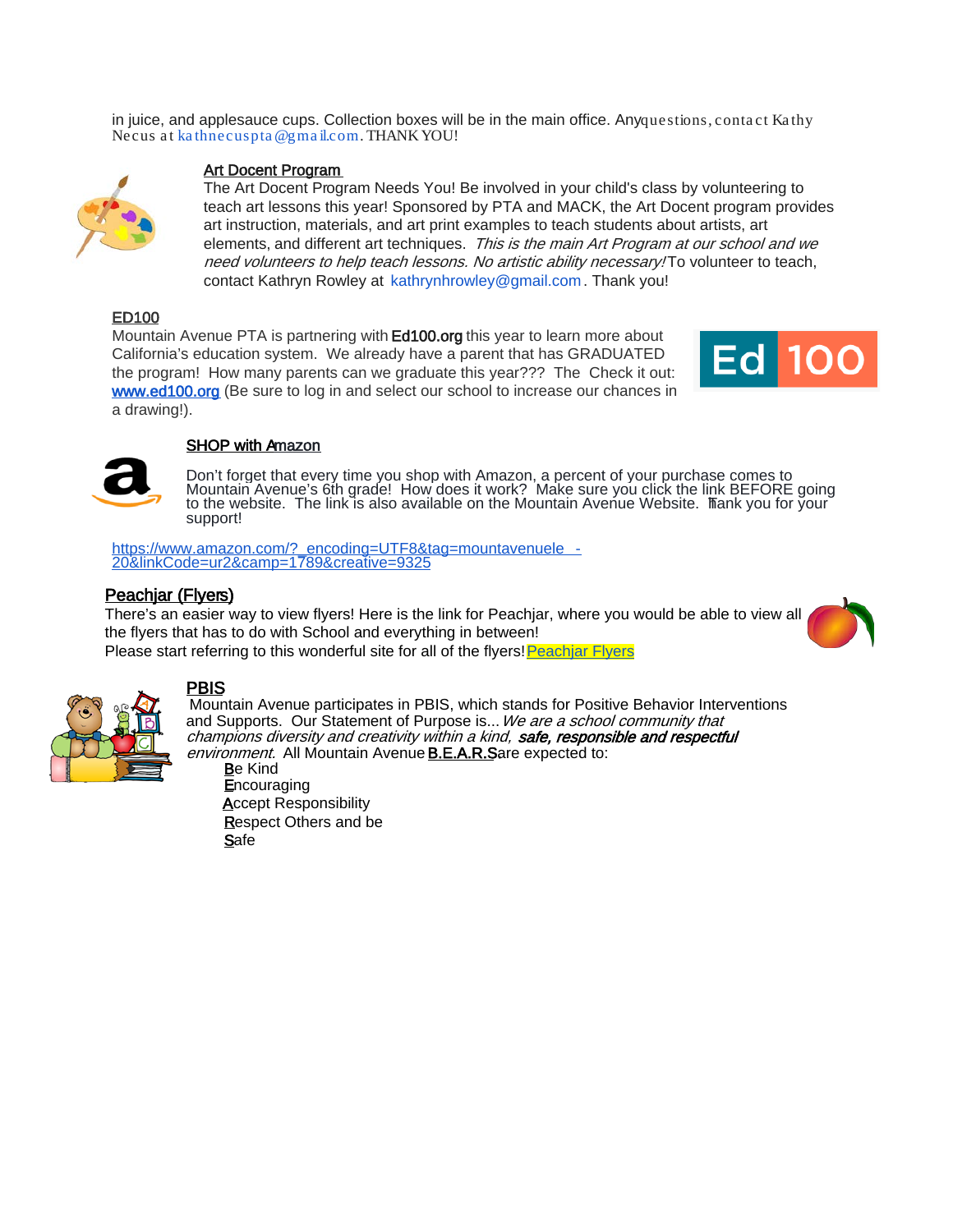in juice, and applesauce cups. Collection boxes will be in the main office. Any questions, contact Kathy Necus at kathnecuspta@gmail.com. THANK YOU!

## Art Docent Program

The Art Docent Program Needs You! Be involved in your child's class by volunteering to teach art lessons this year! Sponsored by PTA and MACK, the Art Docent program provides art instruction, materials, and art print examples to teach students about artists, art elements, and different art techniques. *This is the main Art Program at our school and we need volunteers to help teach lessons. No artistic ability necessary!* To volunteer to teach, contact Kathryn Rowley at kathrynhrowley@gmail.com. Thank you!

## ED100

Mountain Avenue PTA is partnering with Ed100.org this year to learn more about California's education system. We already have a parent that has GRADUATED the program! How many parents can we graduate this year??? The Check it out: www.ed100.org (Be sure to log in and select our school to increase our chances in a drawing!).

## SHOP with Amazon

Don't forget that every time you shop with Amazon, a percent of your purchase comes to Mountain Avenue's 6th grade! How does it work? Make sure you click the link BEFORE going to the website. The link is also available on the Mountain Avenue Website. Thank you for your support!

https://www.amazon.com/?_encoding=UTF8&tag=mountavenuele -20&linkCode=ur2&camp=1789&creative=9325

## Peachjar (Flyers)

There's an easier way to view flyers! Here is the link for Peachjar, where you would be able to view all the flyers that has to do with School and everything in between!
Please start referring to this wonderful site for all of the flyers! Peachjar Flyers

## PBIS

Mountain Avenue participates in PBIS, which stands for Positive Behavior Interventions and Supports. Our Statement of Purpose is... *We are a school community that champions diversity and creativity within a kind, **safe, responsible and respectful** environment.* All Mountain Avenue **B.E.A.R.S** are expected to:

- **B**e Kind
- **E**ncouraging
- **A**ccept Responsibility
- **R**espect Others and be
- **S**afe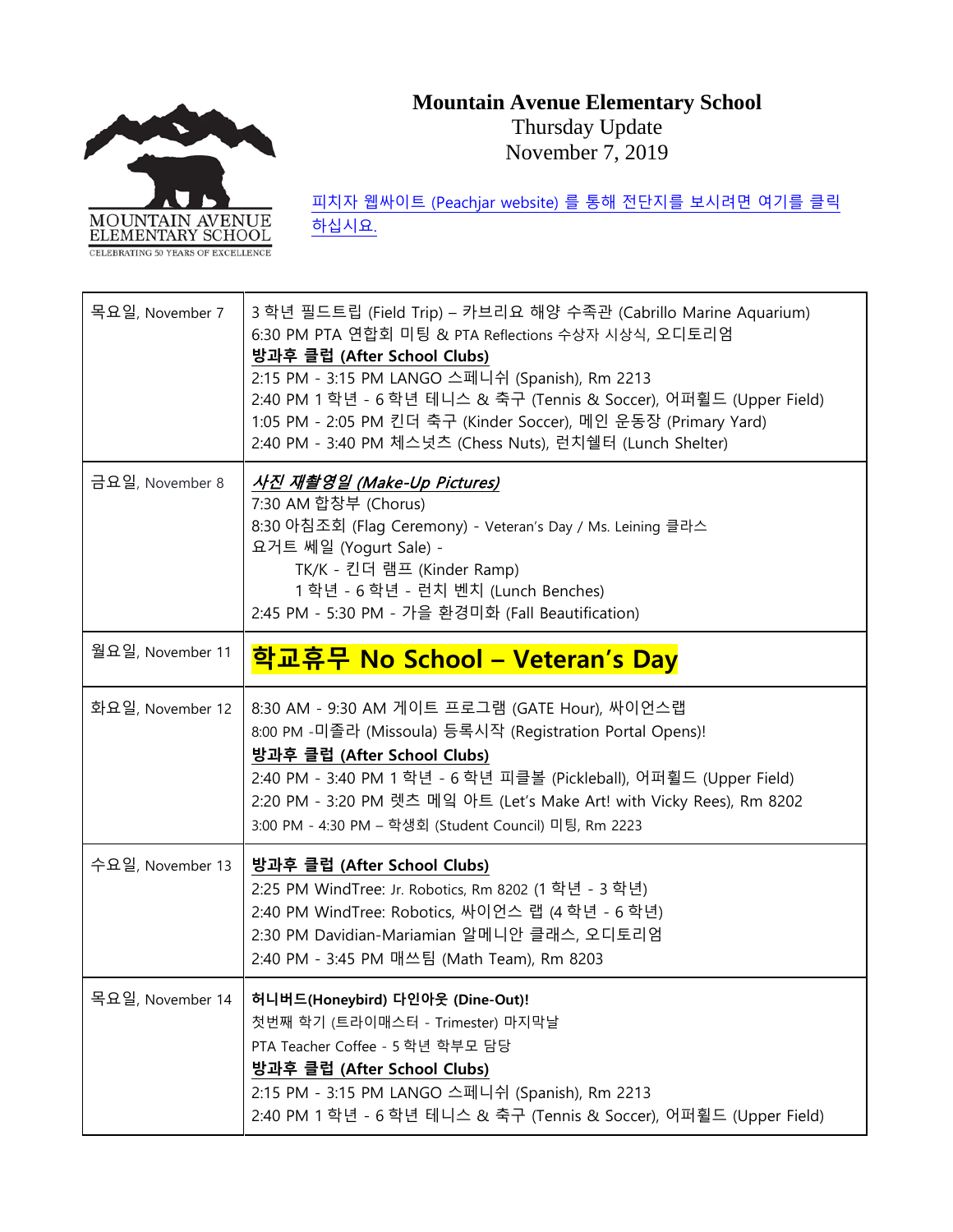**Mountain Avenue Elementary School**
Thursday Update
November 7, 2019

[피치자 웹싸이트 (Peachjar website) 를 통해 전단지를 보시려면 여기를 클릭하십시요.]

| 목요일, November 7 | 3 학년 필드트립 (Field Trip) – 카브리요 해양 수족관 (Cabrillo Marine Aquarium)<br>6:30 PM PTA 연합회 미팅 & PTA Reflections 수상자 시상식, 오디토리엄<br>**방과후 클럽 (After School Clubs)**<br>2:15 PM - 3:15 PM LANGO 스페니쉬 (Spanish), Rm 2213<br>2:40 PM 1 학년 - 6 학년 테니스 & 축구 (Tennis & Soccer), 어퍼휠드 (Upper Field)<br>1:05 PM - 2:05 PM 킨더 축구 (Kinder Soccer), 메인 운동장 (Primary Yard)<br>2:40 PM - 3:40 PM 체스넛츠 (Chess Nuts), 런치쉘터 (Lunch Shelter) |
|---|---|
| 금요일, November 8 | ***사진 재촬영일 (Make-Up Pictures)***<br>7:30 AM 합창부 (Chorus)<br>8:30 아침조회 (Flag Ceremony) - Veteran's Day / Ms. Leining 클라스<br>요거트 쎄일 (Yogurt Sale) -<br>TK/K - 킨더 램프 (Kinder Ramp)<br>1 학년 - 6 학년 - 런치 벤치 (Lunch Benches)<br>2:45 PM - 5:30 PM - 가을 환경미화 (Fall Beautification) |
| 월요일, November 11 | **학교휴무 No School – Veteran's Day** |
| 화요일, November 12 | 8:30 AM - 9:30 AM 게이트 프로그램 (GATE Hour), 싸이언스랩<br>8:00 PM -미졸라 (Missoula) 등록시작 (Registration Portal Opens)!<br>**방과후 클럽 (After School Clubs)**<br>2:40 PM - 3:40 PM 1 학년 - 6 학년 피클볼 (Pickleball), 어퍼휠드 (Upper Field)<br>2:20 PM - 3:20 PM 렛츠 메익 아트 (Let's Make Art! with Vicky Rees), Rm 8202<br>3:00 PM - 4:30 PM – 학생회 (Student Council) 미팅, Rm 2223 |
| 수요일, November 13 | **방과후 클럽 (After School Clubs)**<br>2:25 PM WindTree: Jr. Robotics, Rm 8202 (1 학년 - 3 학년)<br>2:40 PM WindTree: Robotics, 싸이언스 랩 (4 학년 - 6 학년)<br>2:30 PM Davidian-Mariamian 알메니안 클래스, 오디토리엄<br>2:40 PM - 3:45 PM 매쓰팀 (Math Team), Rm 8203 |
| 목요일, November 14 | **허니버드(Honeybird) 다인아웃 (Dine-Out)!**<br>첫번째 학기 (트라이매스터 - Trimester) 마지막날<br>PTA Teacher Coffee - 5 학년 학부모 담당<br>**방과후 클럽 (After School Clubs)**<br>2:15 PM - 3:15 PM LANGO 스페니쉬 (Spanish), Rm 2213<br>2:40 PM 1 학년 - 6 학년 테니스 & 축구 (Tennis & Soccer), 어퍼휠드 (Upper Field) |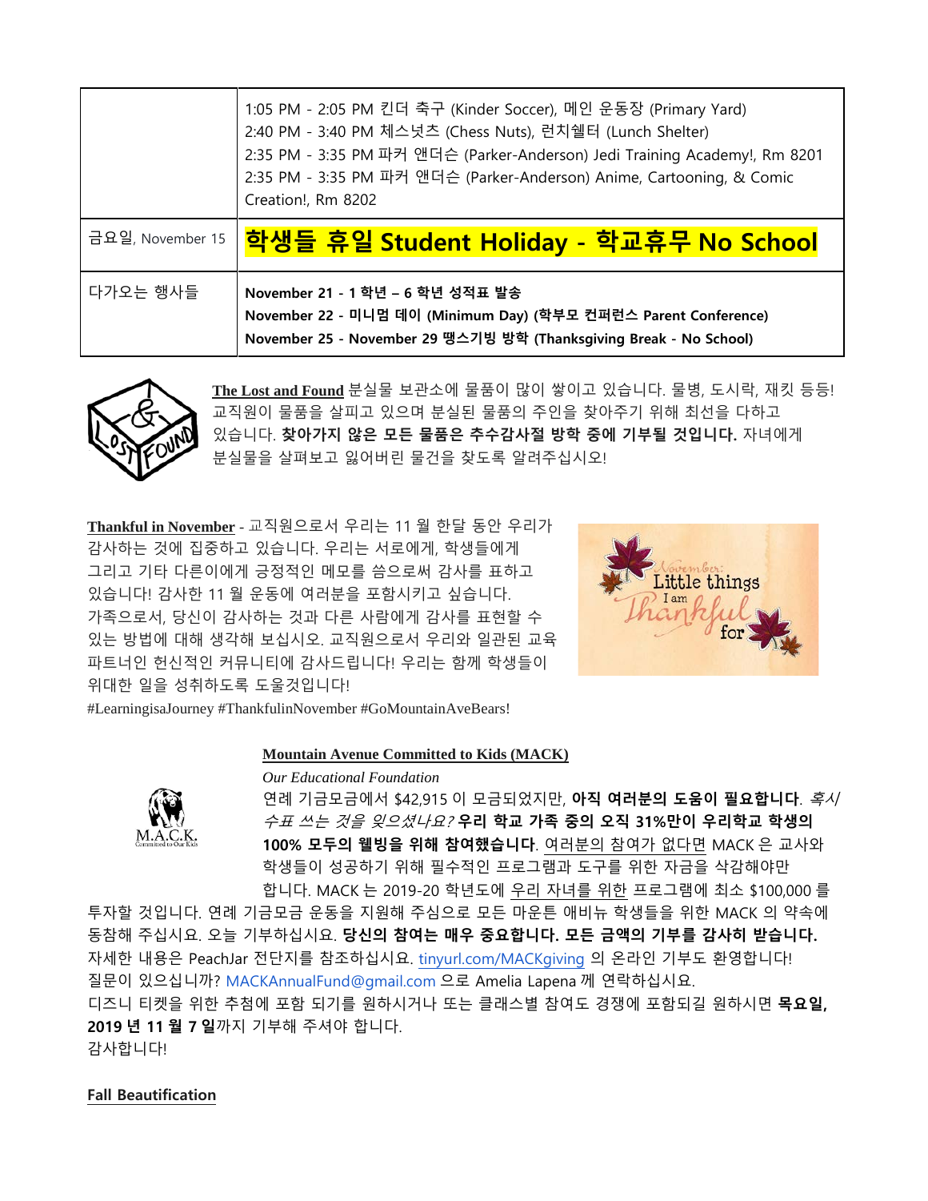|  |  |
|---|---|
|  | 1:05 PM - 2:05 PM 킨더 축구 (Kinder Soccer), 메인 운동장 (Primary Yard)<br>2:40 PM - 3:40 PM 체스넛츠 (Chess Nuts), 런치쉘터 (Lunch Shelter)<br>2:35 PM - 3:35 PM 파커 앤더슨 (Parker-Anderson) Jedi Training Academy!, Rm 8201<br>2:35 PM - 3:35 PM 파커 앤더슨 (Parker-Anderson) Anime, Cartooning, & Comic Creation!, Rm 8202 |
| 금요일, November 15 | **학생들 휴일 Student Holiday - 학교휴무 No School** |
| 다가오는 행사들 | **November 21 - 1 학년 – 6 학년 성적표 발송**<br>**November 22 - 미니멈 데이 (Minimum Day) (학부모 컨퍼런스 Parent Conference)**<br>**November 25 - November 29 땡스기빙 방학 (Thanksgiving Break - No School)** |

**The Lost and Found** 분실물 보관소에 물품이 많이 쌓이고 있습니다. 물병, 도시락, 재킷 등등! 교직원이 물품을 살피고 있으며 분실된 물품의 주인을 찾아주기 위해 최선을 다하고 있습니다. **찾아가지 않은 모든 물품은 추수감사절 방학 중에 기부될 것입니다.** 자녀에게 분실물을 살펴보고 잃어버린 물건을 찾도록 알려주십시오!

**Thankful in November** - 교직원으로서 우리는 11 월 한달 동안 우리가 감사하는 것에 집중하고 있습니다. 우리는 서로에게, 학생들에게 그리고 기타 다른이에게 긍정적인 메모를 씀으로써 감사를 표하고 있습니다! 감사한 11 월 운동에 여러분을 포함시키고 싶습니다. 가족으로서, 당신이 감사하는 것과 다른 사람에게 감사를 표현할 수 있는 방법에 대해 생각해 보십시오. 교직원으로서 우리와 일관된 교육 파트너인 헌신적인 커뮤니티에 감사드립니다! 우리는 함께 학생들이 위대한 일을 성취하도록 도울것입니다!
#LearningisaJourney #ThankfulinNovember #GoMountainAveBears!

**Mountain Avenue Committed to Kids (MACK)**

*Our Educational Foundation*

연례 기금모금에서 $42,915 이 모금되었지만, **아직 여러분의 도움이 필요합니다**. *혹시 수표 쓰는 것을 잊으셨나요?* **우리 학교 가족 중의 오직 31%만이 우리학교 학생의 100% 모두의 웰빙을 위해 참여했습니다**. 여러분의 참여가 없다면 MACK 은 교사와 학생들이 성공하기 위해 필수적인 프로그램과 도구를 위한 자금을 삭감해야만 합니다. MACK 는 2019-20 학년도에 우리 자녀를 위한 프로그램에 최소 $100,000 를 투자할 것입니다. 연례 기금모금 운동을 지원해 주심으로 모든 마운튼 애비뉴 학생들을 위한 MACK 의 약속에 동참해 주십시오. 오늘 기부하십시요. **당신의 참여는 매우 중요합니다. 모든 금액의 기부를 감사히 받습니다.**
자세한 내용은 PeachJar 전단지를 참조하십시요. tinyurl.com/MACKgiving 의 온라인 기부도 환영합니다!
질문이 있으십니까? MACKAnnualFund@gmail.com 으로 Amelia Lapena 께 연락하십시요.
디즈니 티켓을 위한 추첨에 포함 되기를 원하시거나 또는 클래스별 참여도 경쟁에 포함되길 원하시면 **목요일, 2019 년 11 월 7 일**까지 기부해 주셔야 합니다.
감사합니다!

**Fall Beautification**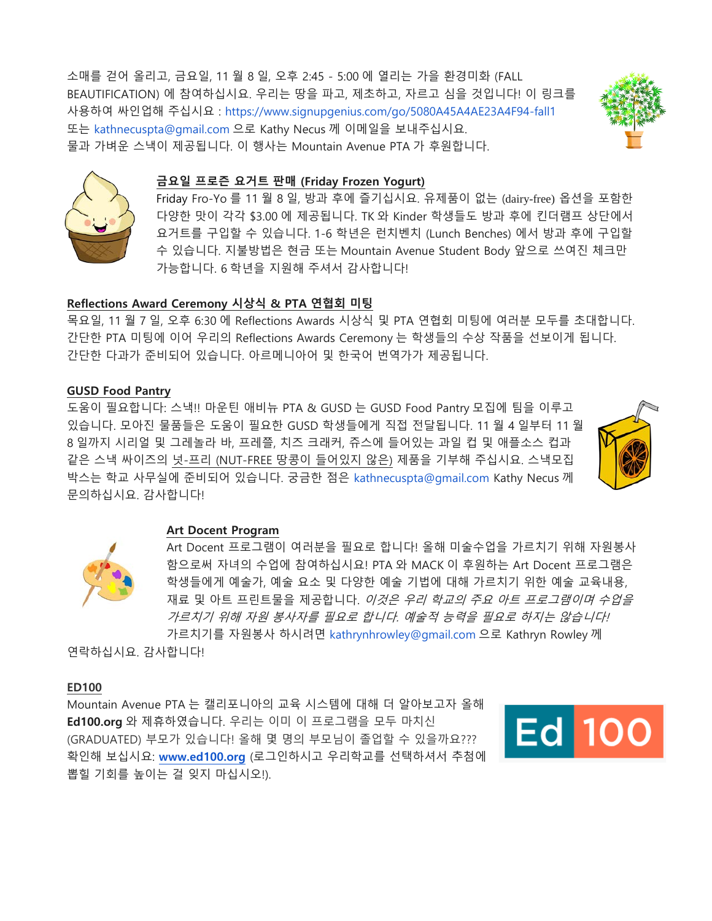소매를 걷어 올리고, 금요일, 11 월 8 일, 오후 2:45 - 5:00 에 열리는 가을 환경미화 (FALL BEAUTIFICATION) 에 참여하십시요. 우리는 땅을 파고, 제초하고, 자르고 심을 것입니다! 이 링크를 사용하여 싸인업해 주십시요 : https://www.signupgenius.com/go/5080A45A4AE23A4F94-fall1 또는 kathnecuspta@gmail.com 으로 Kathy Necus 께 이메일을 보내주십시요. 물과 가벼운 스낵이 제공됩니다. 이 행사는 Mountain Avenue PTA 가 후원합니다.

## 금요일 프로즌 요거트 판매 (Friday Frozen Yogurt)

Friday Fro-Yo 를 11 월 8 일, 방과 후에 즐기십시요. 유제품이 없는 (dairy-free) 옵션을 포함한 다양한 맛이 각각 $3.00 에 제공됩니다. TK 와 Kinder 학생들도 방과 후에 킨더램프 상단에서 요거트를 구입할 수 있습니다. 1-6 학년은 런치벤치 (Lunch Benches) 에서 방과 후에 구입할 수 있습니다. 지불방법은 현금 또는 Mountain Avenue Student Body 앞으로 쓰여진 체크만 가능합니다. 6 학년을 지원해 주셔서 감사합니다!

## Reflections Award Ceremony 시상식 & PTA 연협회 미팅

목요일, 11 월 7 일, 오후 6:30 에 Reflections Awards 시상식 및 PTA 연협회 미팅에 여러분 모두를 초대합니다. 간단한 PTA 미팅에 이어 우리의 Reflections Awards Ceremony 는 학생들의 수상 작품을 선보이게 됩니다. 간단한 다과가 준비되어 있습니다. 아르메니아어 및 한국어 번역가가 제공됩니다.

## GUSD Food Pantry

도움이 필요합니다: 스낵!! 마운틴 애비뉴 PTA & GUSD 는 GUSD Food Pantry 모집에 팀을 이루고 있습니다. 모아진 물품들은 도움이 필요한 GUSD 학생들에게 직접 전달됩니다. 11 월 4 일부터 11 월 8 일까지 시리얼 및 그레놀라 바, 프레쯜, 치즈 크래커, 쥬스에 들어있는 과일 컵 및 애플소스 컵과 같은 스낵 싸이즈의 넛-프리 (NUT-FREE 땅콩이 들어있지 않은) 제품을 기부해 주십시요. 스낵모집 박스는 학교 사무실에 준비되어 있습니다. 궁금한 점은 kathnecuspta@gmail.com Kathy Necus 께 문의하십시요. 감사합니다!

## Art Docent Program

Art Docent 프로그램이 여러분을 필요로 합니다! 올해 미술수업을 가르치기 위해 자원봉사 함으로써 자녀의 수업에 참여하십시요! PTA 와 MACK 이 후원하는 Art Docent 프로그램은 학생들에게 예술가, 예술 요소 및 다양한 예술 기법에 대해 가르치기 위한 예술 교육내용, 재료 및 아트 프린트물을 제공합니다. *이것은 우리 학교의 주요 아트 프로그램이며 수업을 가르치기 위해 자원 봉사자를 필요로 합니다. 예술적 능력을 필요로 하지는 않습니다!* 가르치기를 자원봉사 하시려면 kathrynhrowley@gmail.com 으로 Kathryn Rowley 께 연락하십시요. 감사합니다!

## ED100

Mountain Avenue PTA 는 캘리포니아의 교육 시스템에 대해 더 알아보고자 올해 **Ed100.org** 와 제휴하였습니다. 우리는 이미 이 프로그램을 모두 마치신 (GRADUATED) 부모가 있습니다! 올해 몇 명의 부모님이 졸업할 수 있을까요??? 확인해 보십시요: **www.ed100.org** (로그인하시고 우리학교를 선택하셔서 추첨에 뽑힐 기회를 높이는 걸 잊지 마십시오!).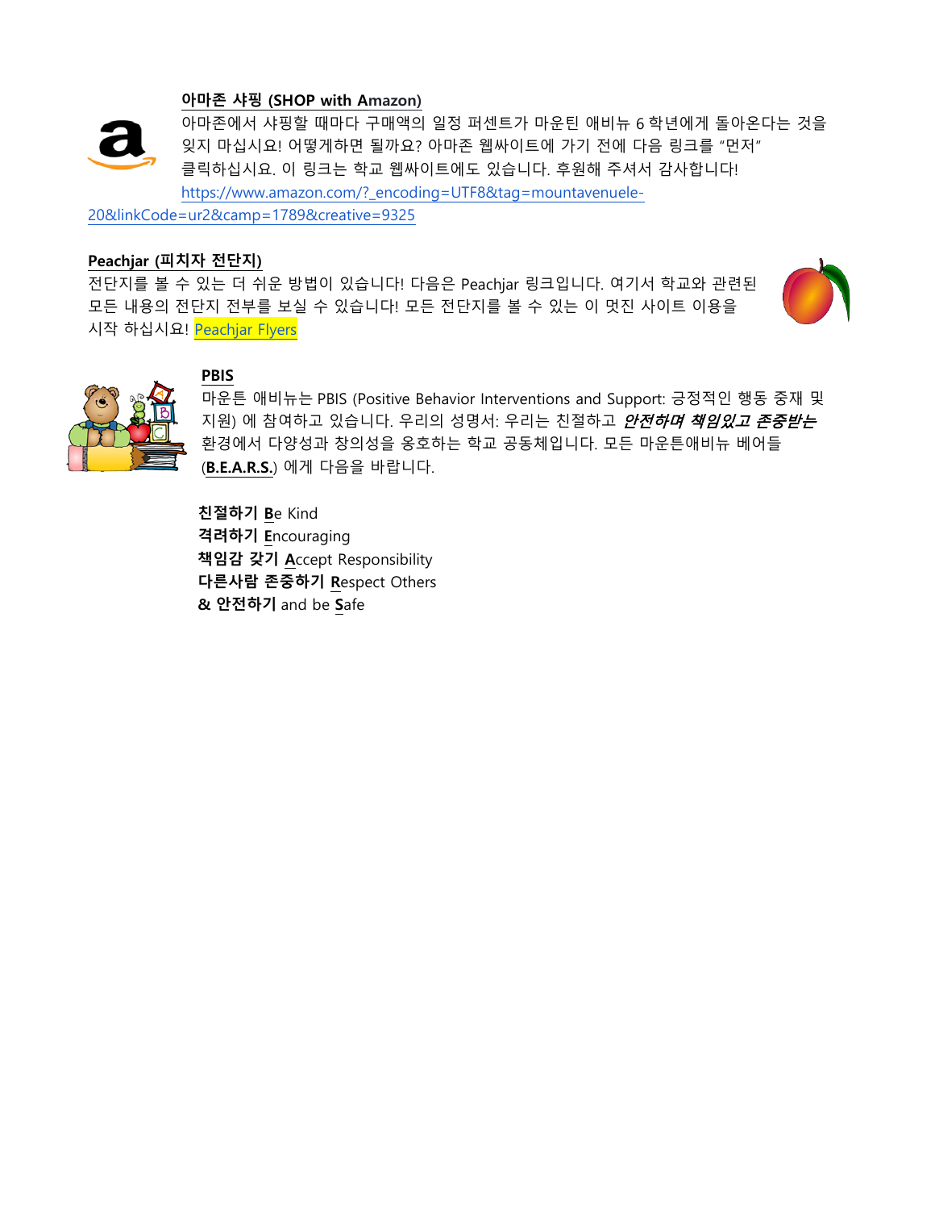**아마존 샤핑 (SHOP with Amazon)**

아마존에서 샤핑할 때마다 구매액의 일정 퍼센트가 마운틴 애비뉴 6 학년에게 돌아온다는 것을 잊지 마십시요! 어떻게하면 될까요? 아마존 웹싸이트에 가기 전에 다음 링크를 "먼저" 클릭하십시요. 이 링크는 학교 웹싸이트에도 있습니다. 후원해 주셔서 감사합니다! https://www.amazon.com/?_encoding=UTF8&tag=mountavenuele-20&linkCode=ur2&camp=1789&creative=9325

**Peachjar (피치자 전단지)**

전단지를 볼 수 있는 더 쉬운 방법이 있습니다! 다음은 Peachjar 링크입니다. 여기서 학교와 관련된 모든 내용의 전단지 전부를 보실 수 있습니다! 모든 전단지를 볼 수 있는 이 멋진 사이트 이용을 시작 하십시요! Peachjar Flyers

**PBIS**

마운튼 애비뉴는 PBIS (Positive Behavior Interventions and Support: 긍정적인 행동 중재 및 지원) 에 참여하고 있습니다. 우리의 성명서: 우리는 친절하고 ***안전하며 책임있고 존중받는*** 환경에서 다양성과 창의성을 옹호하는 학교 공동체입니다. 모든 마운튼애비뉴 베어들 (**B.E.A.R.S.**) 에게 다음을 바랍니다.

**친절하기** **B**e Kind
**격려하기** **E**ncouraging
**책임감 갖기** **A**ccept Responsibility
**다른사람 존중하기** **R**espect Others
**& 안전하기** and be **S**afe